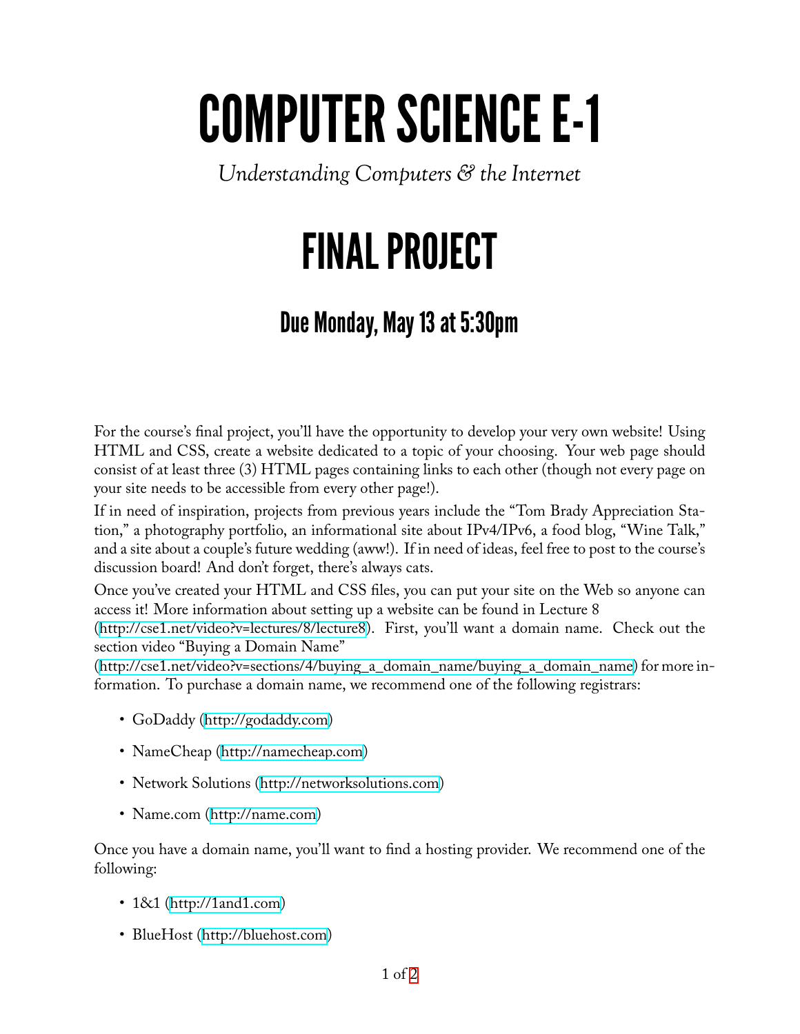# COMPUTER SCIENCE E-1

*Understanding Computers & the Internet*

# FINAL PROJECT

## Due Monday, May 13 at 5:30pm

For the course's final project, you'll have the opportunity to develop your very own website! Using HTML and CSS, create a website dedicated to a topic of your choosing. Your web page should consist of at least three (3) HTML pages containing links to each other (though not every page on your site needs to be accessible from every other page!).

If in need of inspiration, projects from previous years include the "Tom Brady Appreciation Station," a photography portfolio, an informational site about IPv4/IPv6, a food blog, "Wine Talk," and a site about a couple's future wedding (aww!). If in need of ideas, feel free to post to the course's discussion board! And don't forget, there's always cats.

Once you've created your HTML and CSS files, you can put your site on the Web so anyone can access it! More information about setting up a website can be found in Lecture 8 (http://cse1.net/video?v=lectures/8/lecture8). First, you'll want a domain name. Check out the section video "Buying a Domain Name" (http://cse1.net/video?v=sections/4/buying_a_domain_name/buying_a_domain_name) for more information. To purchase a domain name, we recommend one of the following registrars:

- GoDaddy (http://godaddy.com)
- NameCheap (http://namecheap.com)
- Network Solutions (http://networksolutions.com)
- Name.com (http://name.com)

Once you have a domain name, you'll want to find a hosting provider. We recommend one of the following:

- 1&1 (http://1and1.com)
- BlueHost (http://bluehost.com)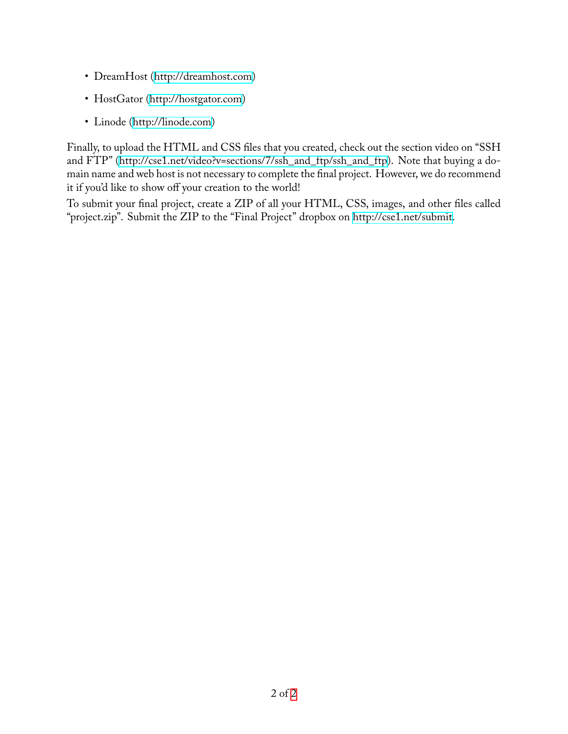- DreamHost (http://dreamhost.com)
- HostGator (http://hostgator.com)
- Linode (http://linode.com)

Finally, to upload the HTML and CSS files that you created, check out the section video on "SSH and FTP" (http://cse1.net/video?v=sections/7/ssh_and_ftp/ssh_and_ftp). Note that buying a domain name and web host is not necessary to complete the final project. However, we do recommend it if you'd like to show off your creation to the world!

To submit your final project, create a ZIP of all your HTML, CSS, images, and other files called "project.zip". Submit the ZIP to the "Final Project" dropbox on http://cse1.net/submit.